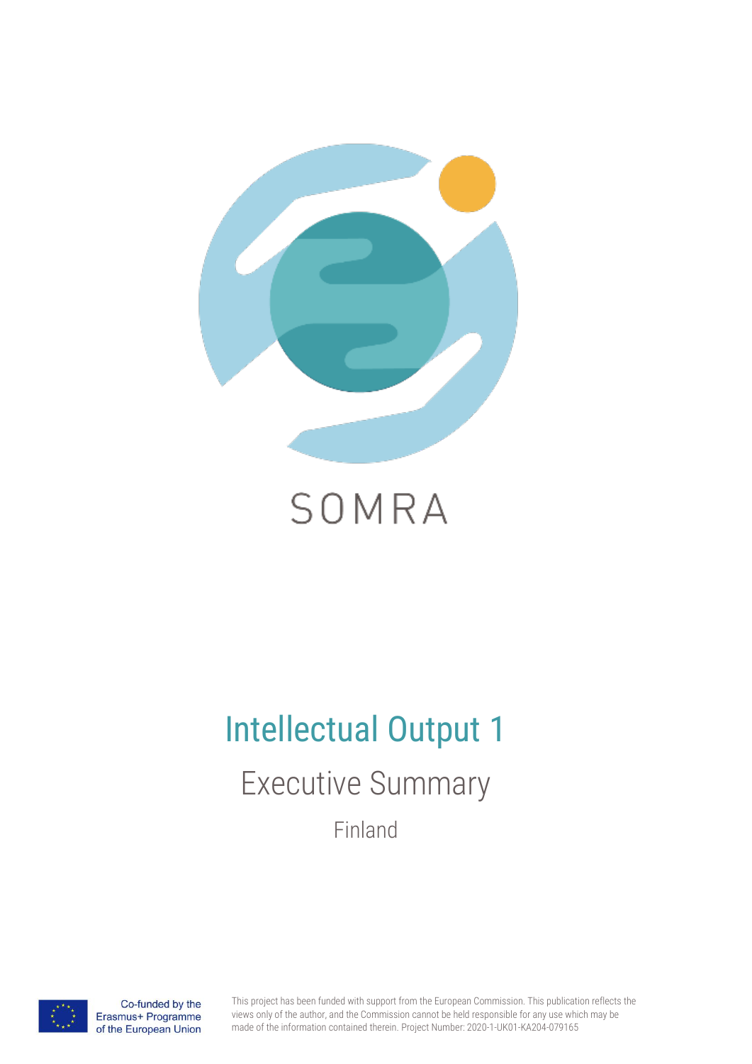SOMRA

# Intellectual Output 1

## Executive Summary

Finland

Co-funded by the Erasmus+ Programme of the European Union

This project has been funded with support from the European Commission. This publication reflects the views only of the author, and the Commission cannot be held responsible for any use which may be made of the information contained therein. Project Number: 2020-1-UK01-KA204-079165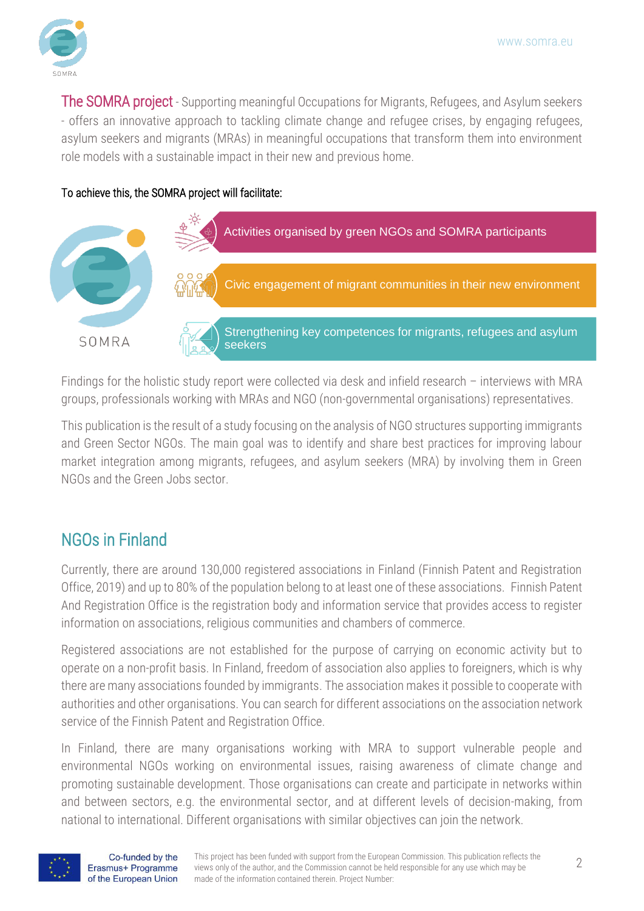**The SOMRA project** - Supporting meaningful Occupations for Migrants, Refugees, and Asylum seekers - offers an innovative approach to tackling climate change and refugee crises, by engaging refugees, asylum seekers and migrants (MRAs) in meaningful occupations that transform them into environment role models with a sustainable impact in their new and previous home.

To achieve this, the SOMRA project will facilitate:

- Activities organised by green NGOs and SOMRA participants
- Civic engagement of migrant communities in their new environment
- Strengthening key competences for migrants, refugees and asylum seekers

Findings for the holistic study report were collected via desk and infield research – interviews with MRA groups, professionals working with MRAs and NGO (non-governmental organisations) representatives.

This publication is the result of a study focusing on the analysis of NGO structures supporting immigrants and Green Sector NGOs. The main goal was to identify and share best practices for improving labour market integration among migrants, refugees, and asylum seekers (MRA) by involving them in Green NGOs and the Green Jobs sector.

## NGOs in Finland

Currently, there are around 130,000 registered associations in Finland (Finnish Patent and Registration Office, 2019) and up to 80% of the population belong to at least one of these associations. Finnish Patent And Registration Office is the registration body and information service that provides access to register information on associations, religious communities and chambers of commerce.

Registered associations are not established for the purpose of carrying on economic activity but to operate on a non-profit basis. In Finland, freedom of association also applies to foreigners, which is why there are many associations founded by immigrants. The association makes it possible to cooperate with authorities and other organisations. You can search for different associations on the association network service of the Finnish Patent and Registration Office.

In Finland, there are many organisations working with MRA to support vulnerable people and environmental NGOs working on environmental issues, raising awareness of climate change and promoting sustainable development. Those organisations can create and participate in networks within and between sectors, e.g. the environmental sector, and at different levels of decision-making, from national to international. Different organisations with similar objectives can join the network.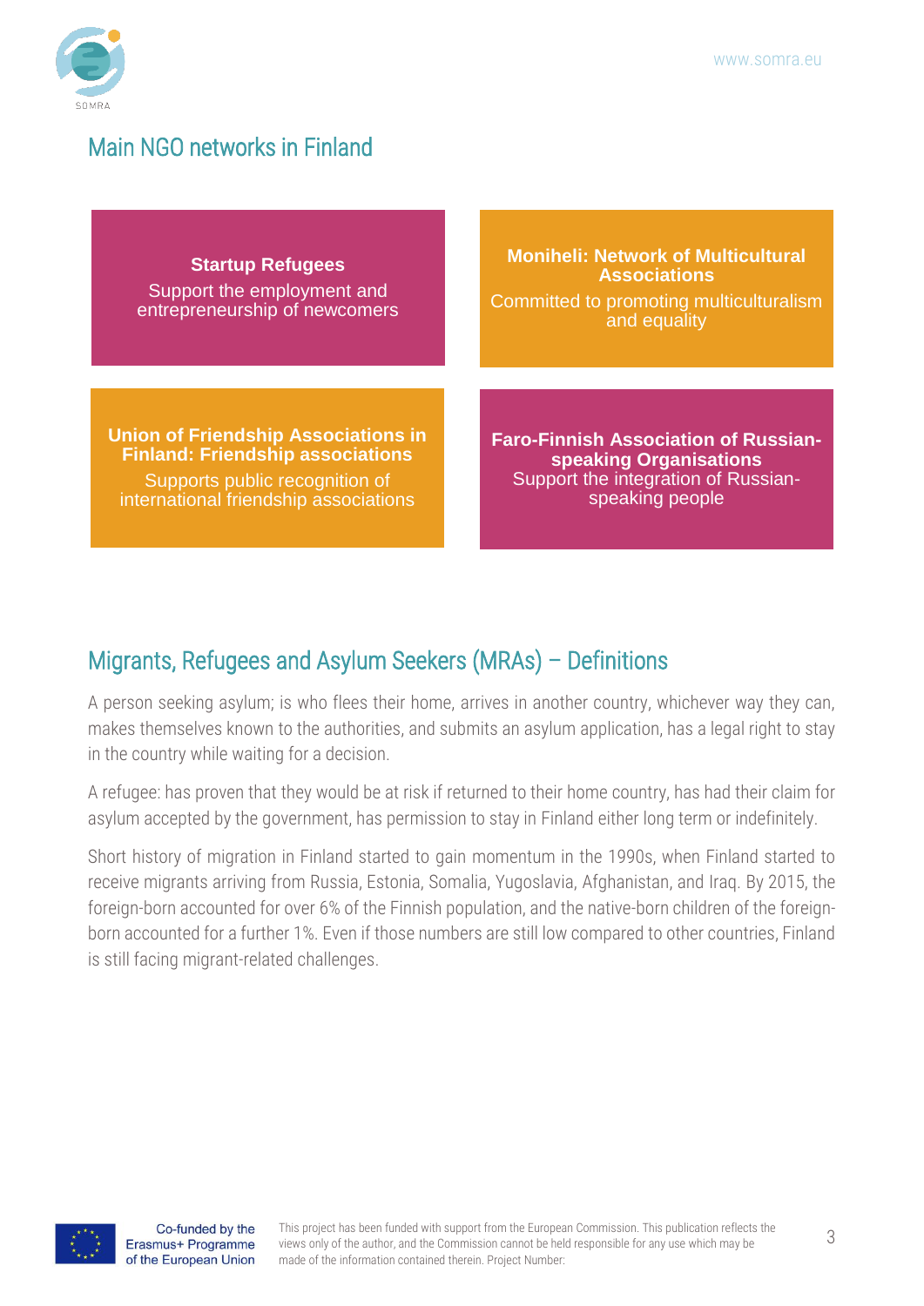## Main NGO networks in Finland

**Startup Refugees**
Support the employment and entrepreneurship of newcomers

**Moniheli: Network of Multicultural Associations**
Committed to promoting multiculturalism and equality

**Union of Friendship Associations in Finland: Friendship associations**
Supports public recognition of international friendship associations

**Faro-Finnish Association of Russian-speaking Organisations**
Support the integration of Russian-speaking people

## Migrants, Refugees and Asylum Seekers (MRAs) – Definitions

A person seeking asylum; is who flees their home, arrives in another country, whichever way they can, makes themselves known to the authorities, and submits an asylum application, has a legal right to stay in the country while waiting for a decision.

A refugee: has proven that they would be at risk if returned to their home country, has had their claim for asylum accepted by the government, has permission to stay in Finland either long term or indefinitely.

Short history of migration in Finland started to gain momentum in the 1990s, when Finland started to receive migrants arriving from Russia, Estonia, Somalia, Yugoslavia, Afghanistan, and Iraq. By 2015, the foreign-born accounted for over 6% of the Finnish population, and the native-born children of the foreign-born accounted for a further 1%. Even if those numbers are still low compared to other countries, Finland is still facing migrant-related challenges.

Co-funded by the Erasmus+ Programme of the European Union

This project has been funded with support from the European Commission. This publication reflects the views only of the author, and the Commission cannot be held responsible for any use which may be made of the information contained therein. Project Number: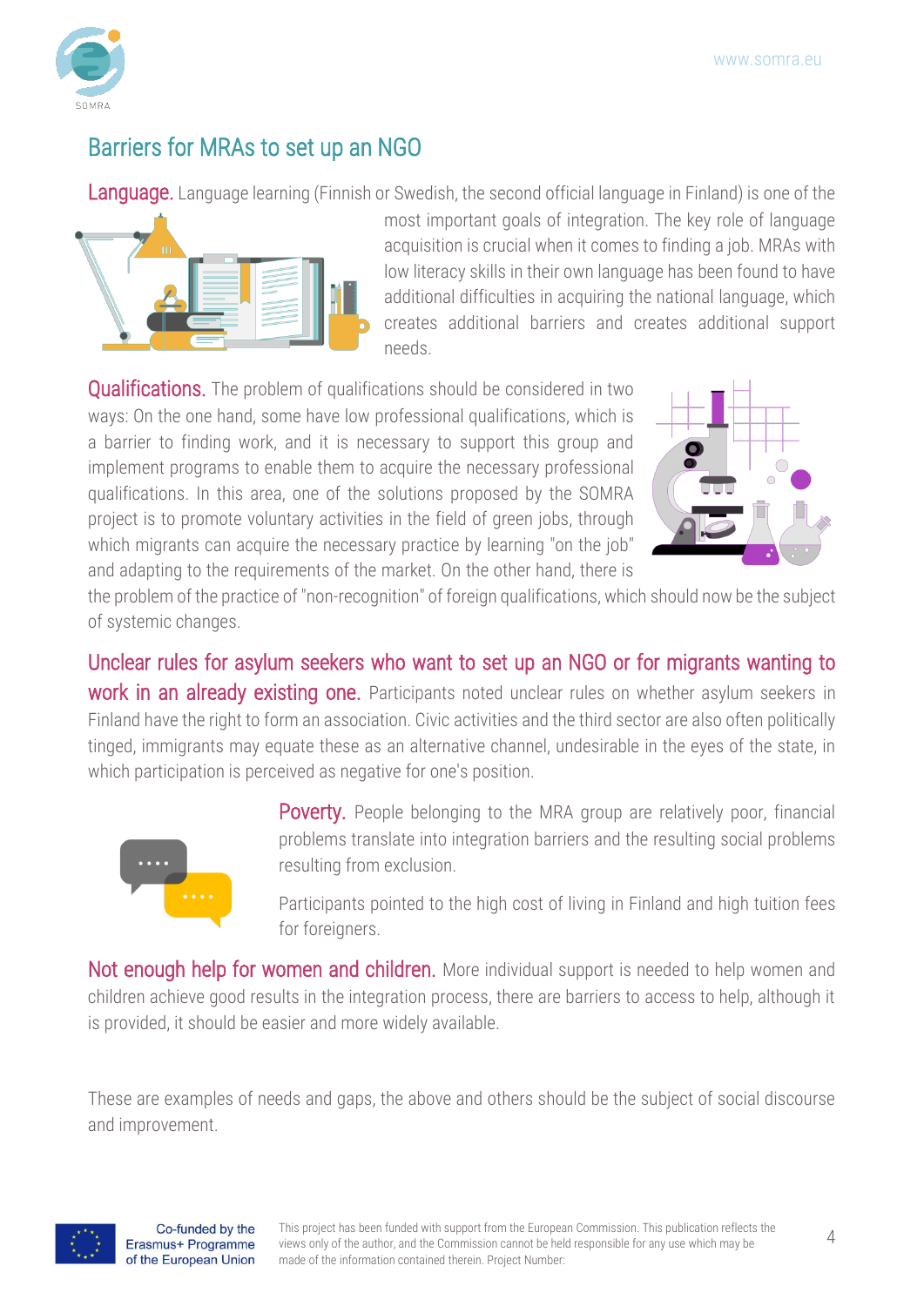## Barriers for MRAs to set up an NGO

**Language.** Language learning (Finnish or Swedish, the second official language in Finland) is one of the most important goals of integration. The key role of language acquisition is crucial when it comes to finding a job. MRAs with low literacy skills in their own language has been found to have additional difficulties in acquiring the national language, which creates additional barriers and creates additional support needs.

**Qualifications.** The problem of qualifications should be considered in two ways: On the one hand, some have low professional qualifications, which is a barrier to finding work, and it is necessary to support this group and implement programs to enable them to acquire the necessary professional qualifications. In this area, one of the solutions proposed by the SOMRA project is to promote voluntary activities in the field of green jobs, through which migrants can acquire the necessary practice by learning "on the job" and adapting to the requirements of the market. On the other hand, there is the problem of the practice of "non-recognition" of foreign qualifications, which should now be the subject of systemic changes.

**Unclear rules for asylum seekers who want to set up an NGO or for migrants wanting to work in an already existing one.** Participants noted unclear rules on whether asylum seekers in Finland have the right to form an association. Civic activities and the third sector are also often politically tinged, immigrants may equate these as an alternative channel, undesirable in the eyes of the state, in which participation is perceived as negative for one's position.

**Poverty.** People belonging to the MRA group are relatively poor, financial problems translate into integration barriers and the resulting social problems resulting from exclusion.

Participants pointed to the high cost of living in Finland and high tuition fees for foreigners.

**Not enough help for women and children.** More individual support is needed to help women and children achieve good results in the integration process, there are barriers to access to help, although it is provided, it should be easier and more widely available.

These are examples of needs and gaps, the above and others should be the subject of social discourse and improvement.

Co-funded by the Erasmus+ Programme of the European Union

This project has been funded with support from the European Commission. This publication reflects the views only of the author, and the Commission cannot be held responsible for any use which may be made of the information contained therein. Project Number: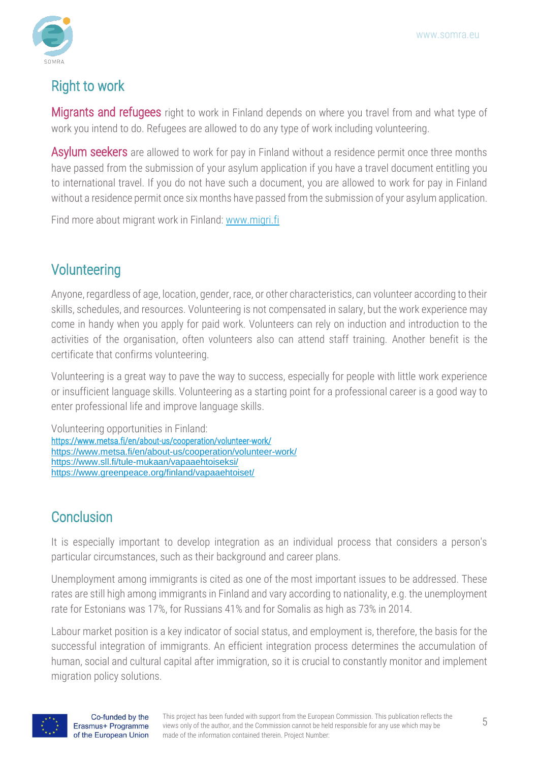## Right to work

**Migrants and refugees** right to work in Finland depends on where you travel from and what type of work you intend to do. Refugees are allowed to do any type of work including volunteering.

**Asylum seekers** are allowed to work for pay in Finland without a residence permit once three months have passed from the submission of your asylum application if you have a travel document entitling you to international travel. If you do not have such a document, you are allowed to work for pay in Finland without a residence permit once six months have passed from the submission of your asylum application.

Find more about migrant work in Finland: [www.migri.fi](www.migri.fi)

## Volunteering

Anyone, regardless of age, location, gender, race, or other characteristics, can volunteer according to their skills, schedules, and resources. Volunteering is not compensated in salary, but the work experience may come in handy when you apply for paid work. Volunteers can rely on induction and introduction to the activities of the organisation, often volunteers also can attend staff training. Another benefit is the certificate that confirms volunteering.

Volunteering is a great way to pave the way to success, especially for people with little work experience or insufficient language skills. Volunteering as a starting point for a professional career is a good way to enter professional life and improve language skills.

Volunteering opportunities in Finland:
https://www.metsa.fi/en/about-us/cooperation/volunteer-work/
https://www.metsa.fi/en/about-us/cooperation/volunteer-work/
https://www.sll.fi/tule-mukaan/vapaaehtoiseksi/
https://www.greenpeace.org/finland/vapaaehtoiset/

## Conclusion

It is especially important to develop integration as an individual process that considers a person's particular circumstances, such as their background and career plans.

Unemployment among immigrants is cited as one of the most important issues to be addressed. These rates are still high among immigrants in Finland and vary according to nationality, e.g. the unemployment rate for Estonians was 17%, for Russians 41% and for Somalis as high as 73% in 2014.

Labour market position is a key indicator of social status, and employment is, therefore, the basis for the successful integration of immigrants. An efficient integration process determines the accumulation of human, social and cultural capital after immigration, so it is crucial to constantly monitor and implement migration policy solutions.